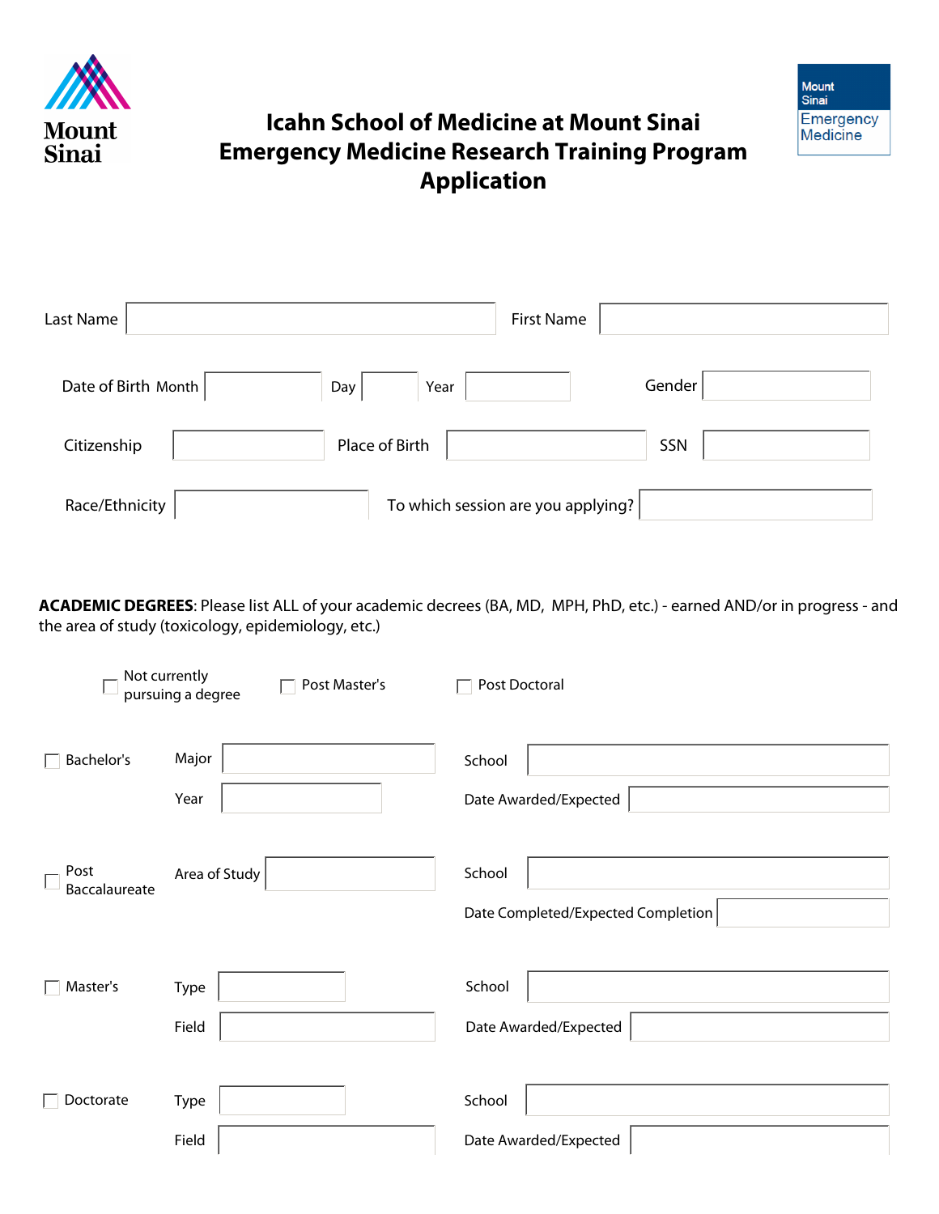Mount Sinai

# Icahn School of Medicine at Mount Sinai Emergency Medicine Research Training Program Application

Mount Sinai Emergency Medicine

Last Name ____________________ First Name ____________________

Date of Birth Month __________ Day ______ Year __________ Gender ____________________

Citizenship ____________________ Place of Birth ____________________ SSN ____________________

Race/Ethnicity ____________________ To which session are you applying? ____________________

**ACADEMIC DEGREES**: Please list ALL of your academic decrees (BA, MD, MPH, PhD, etc.) - earned AND/or in progress - and the area of study (toxicology, epidemiology, etc.)

☐ Not currently pursuing a degree ☐ Post Master's ☐ Post Doctoral

☐ Bachelor's
- Major ____________________
- Year ____________________
- School ____________________
- Date Awarded/Expected ____________________

☐ Post Baccalaureate
- Area of Study ____________________
- School ____________________
- Date Completed/Expected Completion ____________________

☐ Master's
- Type ____________________
- Field ____________________
- School ____________________
- Date Awarded/Expected ____________________

☐ Doctorate
- Type ____________________
- Field ____________________
- School ____________________
- Date Awarded/Expected ____________________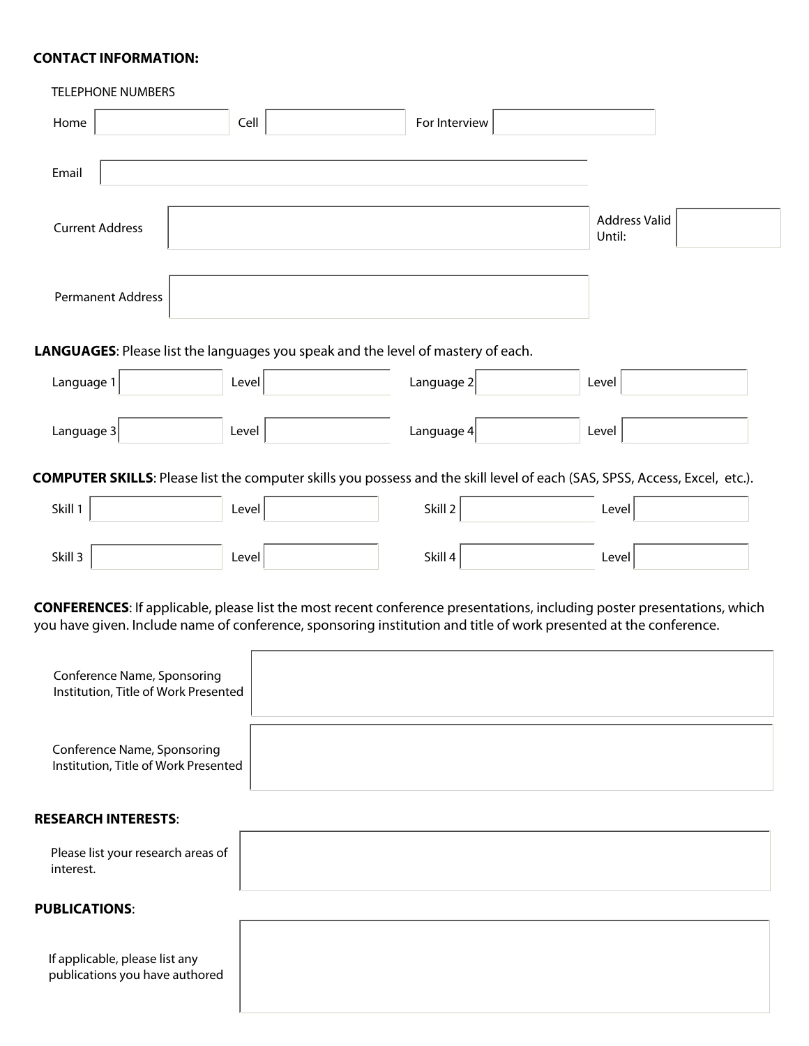**CONTACT INFORMATION:**

TELEPHONE NUMBERS

Home | Cell | For Interview

Email

Current Address

Address Valid Until:

Permanent Address

**LANGUAGES**: Please list the languages you speak and the level of mastery of each.

| | | | | | | | |
|---|---|---|---|---|---|---|---|
| Language 1 | | Level | | Language 2 | | Level | |
| Language 3 | | Level | | Language 4 | | Level | |

**COMPUTER SKILLS**: Please list the computer skills you possess and the skill level of each (SAS, SPSS, Access, Excel, etc.).

| | | | | | | | |
|---|---|---|---|---|---|---|---|
| Skill 1 | | Level | | Skill 2 | | Level | |
| Skill 3 | | Level | | Skill 4 | | Level | |

**CONFERENCES**: If applicable, please list the most recent conference presentations, including poster presentations, which you have given. Include name of conference, sponsoring institution and title of work presented at the conference.

Conference Name, Sponsoring Institution, Title of Work Presented

Conference Name, Sponsoring Institution, Title of Work Presented

**RESEARCH INTERESTS**:

Please list your research areas of interest.

**PUBLICATIONS**:

If applicable, please list any publications you have authored